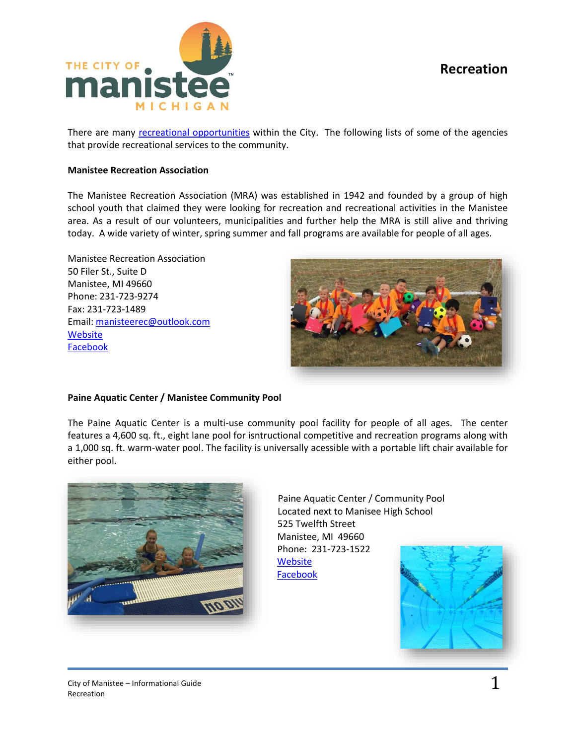# Recreation

There are many [recreational opportunities] within the City. The following lists of some of the agencies that provide recreational services to the community.

### Manistee Recreation Association

The Manistee Recreation Association (MRA) was established in 1942 and founded by a group of high school youth that claimed they were looking for recreation and recreational activities in the Manistee area. As a result of our volunteers, municipalities and further help the MRA is still alive and thriving today. A wide variety of winter, spring summer and fall programs are available for people of all ages.

Manistee Recreation Association  
50 Filer St., Suite D  
Manistee, MI 49660  
Phone: 231-723-9274  
Fax: 231-723-1489  
Email: manisteerec@outlook.com  
Website  
Facebook

### Paine Aquatic Center / Manistee Community Pool

The Paine Aquatic Center is a multi-use community pool facility for people of all ages. The center features a 4,600 sq. ft., eight lane pool for isntructional competitive and recreation programs along with a 1,000 sq. ft. warm-water pool. The facility is universally acessible with a portable lift chair available for either pool.

Paine Aquatic Center / Community Pool  
Located next to Manisee High School  
525 Twelfth Street  
Manistee, MI 49660  
Phone: 231-723-1522  
Website  
Facebook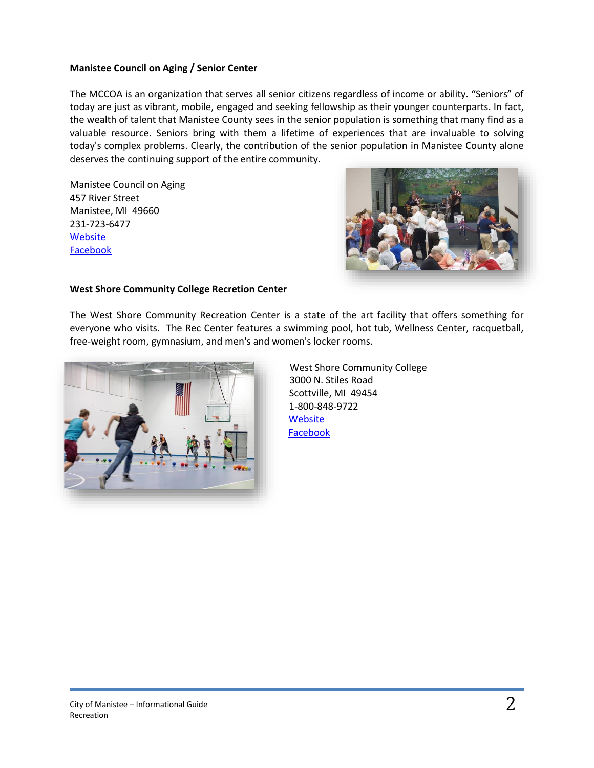**Manistee Council on Aging / Senior Center**

The MCCOA is an organization that serves all senior citizens regardless of income or ability. “Seniors” of today are just as vibrant, mobile, engaged and seeking fellowship as their younger counterparts. In fact, the wealth of talent that Manistee County sees in the senior population is something that many find as a valuable resource. Seniors bring with them a lifetime of experiences that are invaluable to solving today's complex problems. Clearly, the contribution of the senior population in Manistee County alone deserves the continuing support of the entire community.

Manistee Council on Aging
457 River Street
Manistee, MI 49660
231-723-6477
Website
Facebook

**West Shore Community College Recretion Center**

The West Shore Community Recreation Center is a state of the art facility that offers something for everyone who visits. The Rec Center features a swimming pool, hot tub, Wellness Center, racquetball, free-weight room, gymnasium, and men's and women's locker rooms.

West Shore Community College
3000 N. Stiles Road
Scottville, MI 49454
1-800-848-9722
Website
Facebook